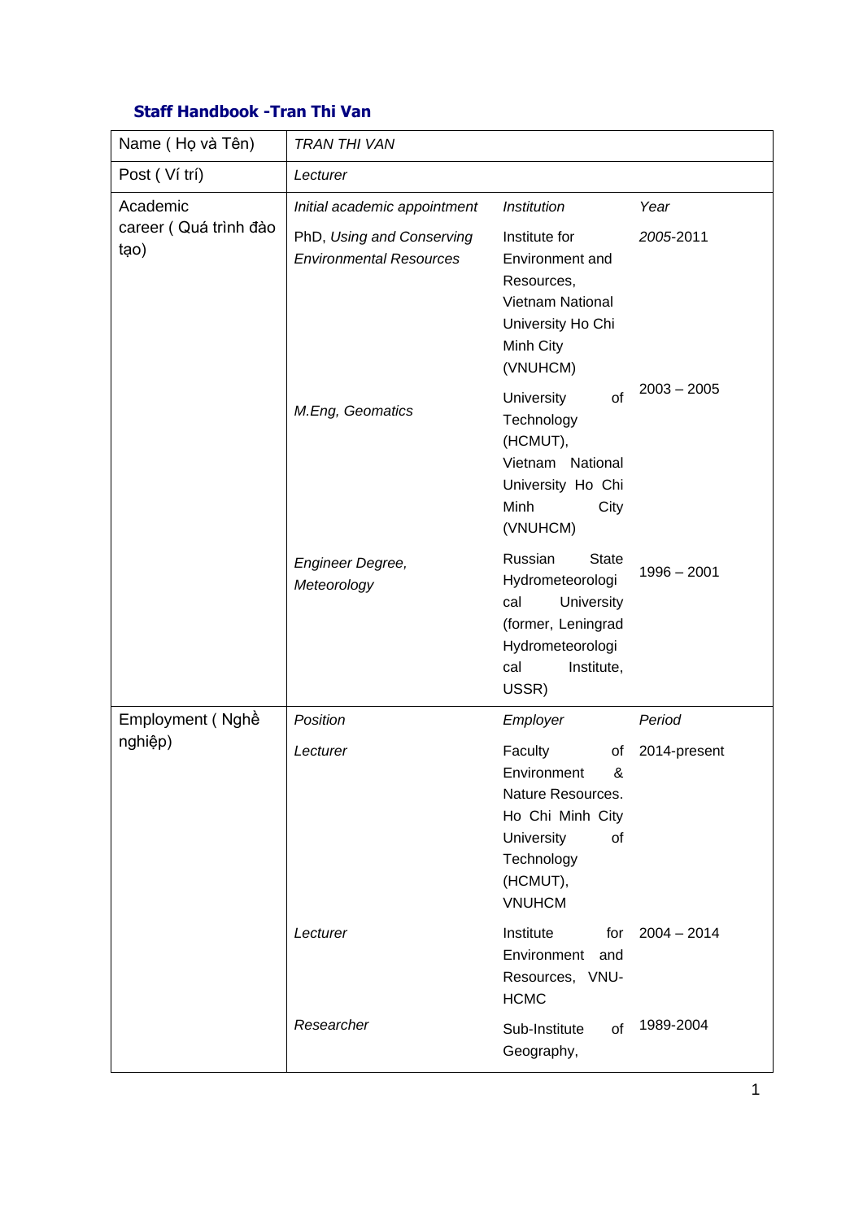**Staff Handbook -Tran Thi Van**

| Name ( Họ và Tên) | *TRAN THI VAN* | | |
|---|---|---|---|
| Post ( Ví trí) | *Lecturer* | | |
| Academic career ( Quá trình đào tạo) | *Initial academic appointment* | *Institution* | *Year* |
| | PhD, *Using and Conserving Environmental Resources* | Institute for Environment and Resources, Vietnam National University Ho Chi Minh City (VNUHCM) | *2005*-2011 |
| | *M.Eng, Geomatics* | University of Technology (HCMUT), Vietnam National University Ho Chi Minh City (VNUHCM) | 2003 – 2005 |
| | *Engineer Degree, Meteorology* | Russian State Hydrometeorological University (former, Leningrad Hydrometeorological Institute, USSR) | 1996 – 2001 |
| Employment ( Nghề nghiệp) | *Position* | *Employer* | *Period* |
| | *Lecturer* | Faculty of Environment & Nature Resources. Ho Chi Minh City University of Technology (HCMUT), VNUHCM | 2014-present |
| | *Lecturer* | Institute for Environment and Resources, VNU-HCMC | 2004 – 2014 |
| | *Researcher* | Sub-Institute of Geography, | 1989-2004 |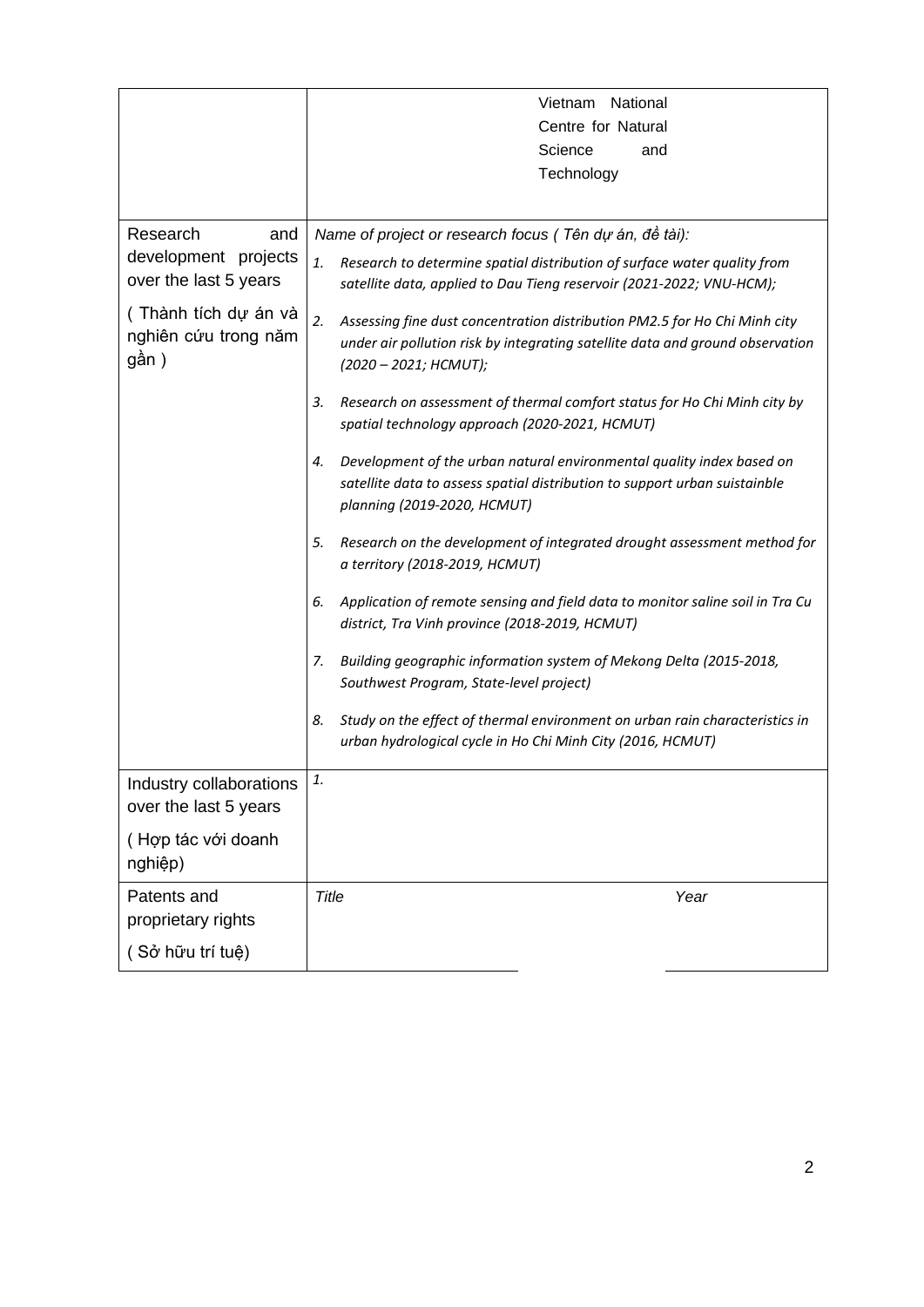| | |
|---|---|
| | Vietnam National Centre for Natural Science and Technology |
| Research and development projects over the last 5 years<br><br>( Thành tích dự án và nghiên cứu trong năm gần ) | *Name of project or research focus ( Tên dự án, đề tài):*<br><br>1. *Research to determine spatial distribution of surface water quality from satellite data, applied to Dau Tieng reservoir (2021-2022; VNU-HCM);*<br>2. *Assessing fine dust concentration distribution PM2.5 for Ho Chi Minh city under air pollution risk by integrating satellite data and ground observation (2020 – 2021; HCMUT);*<br>3. *Research on assessment of thermal comfort status for Ho Chi Minh city by spatial technology approach (2020-2021, HCMUT)*<br>4. *Development of the urban natural environmental quality index based on satellite data to assess spatial distribution to support urban suistainble planning (2019-2020, HCMUT)*<br>5. *Research on the development of integrated drought assessment method for a territory (2018-2019, HCMUT)*<br>6. *Application of remote sensing and field data to monitor saline soil in Tra Cu district, Tra Vinh province (2018-2019, HCMUT)*<br>7. *Building geographic information system of Mekong Delta (2015-2018, Southwest Program, State-level project)*<br>8. *Study on the effect of thermal environment on urban rain characteristics in urban hydrological cycle in Ho Chi Minh City (2016, HCMUT)* |
| Industry collaborations over the last 5 years<br><br>( Hợp tác với doanh nghiệp) | *1.* |
| Patents and proprietary rights<br><br>( Sở hữu trí tuệ) | *Title* &nbsp;&nbsp;&nbsp;&nbsp;&nbsp;&nbsp;&nbsp;&nbsp;&nbsp;&nbsp; *Year* |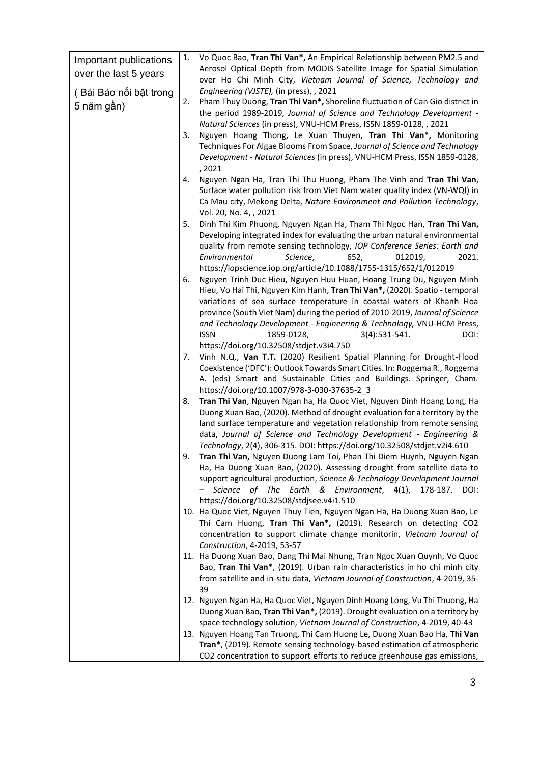| Important publications over the last 5 years<br><br>( Bài Báo nổi bật trong 5 năm gần) | 1. Vo Quoc Bao, **Tran Thi Van\***, An Empirical Relationship between PM2.5 and Aerosol Optical Depth from MODIS Satellite Image for Spatial Simulation over Ho Chi Minh City, *Vietnam Journal of Science, Technology and Engineering (VJSTE),* (in press), , 2021<br>2. Pham Thuy Duong, **Tran Thi Van\*,** Shoreline fluctuation of Can Gio district in the period 1989-2019, *Journal of Science and Technology Development - Natural Sciences* (in press), VNU-HCM Press, ISSN 1859-0128, , 2021<br>3. Nguyen Hoang Thong, Le Xuan Thuyen, **Tran Thi Van\*,** Monitoring Techniques For Algae Blooms From Space, *Journal of Science and Technology Development - Natural Sciences* (in press), VNU-HCM Press, ISSN 1859-0128, , 2021<br>4. Nguyen Ngan Ha, Tran Thi Thu Huong, Pham The Vinh and **Tran Thi Van**, Surface water pollution risk from Viet Nam water quality index (VN-WQI) in Ca Mau city, Mekong Delta, *Nature Environment and Pollution Technology*, Vol. 20, No. 4, , 2021<br>5. Dinh Thi Kim Phuong, Nguyen Ngan Ha, Tham Thi Ngoc Han, **Tran Thi Van,** Developing integrated index for evaluating the urban natural environmental quality from remote sensing technology, *IOP Conference Series: Earth and Environmental Science*, 652, 012019, 2021. https://iopscience.iop.org/article/10.1088/1755-1315/652/1/012019<br>6. Nguyen Trinh Duc Hieu, Nguyen Huu Huan, Hoang Trung Du, Nguyen Minh Hieu, Vo Hai Thi, Nguyen Kim Hanh, **Tran Thi Van\*,** (2020). Spatio - temporal variations of sea surface temperature in coastal waters of Khanh Hoa province (South Viet Nam) during the period of 2010-2019, *Journal of Science and Technology Development - Engineering & Technology,* VNU-HCM Press, ISSN 1859-0128, 3(4):531-541. DOI: https://doi.org/10.32508/stdjet.v3i4.750<br>7. Vinh N.Q., **Van T.T.** (2020) Resilient Spatial Planning for Drought-Flood Coexistence ('DFC'): Outlook Towards Smart Cities. In: Roggema R., Roggema A. (eds) Smart and Sustainable Cities and Buildings. Springer, Cham. https://doi.org/10.1007/978-3-030-37635-2_3<br>8. **Tran Thi Van**, Nguyen Ngan ha, Ha Quoc Viet, Nguyen Dinh Hoang Long, Ha Duong Xuan Bao, (2020). Method of drought evaluation for a territory by the land surface temperature and vegetation relationship from remote sensing data, *Journal of Science and Technology Development - Engineering & Technology*, 2(4), 306-315. DOI: https://doi.org/10.32508/stdjet.v2i4.610<br>9. **Tran Thi Van,** Nguyen Duong Lam Toi, Phan Thi Diem Huynh, Nguyen Ngan Ha, Ha Duong Xuan Bao, (2020). Assessing drought from satellite data to support agricultural production, *Science & Technology Development Journal – Science of The Earth & Environment*, 4(1), 178-187. DOI: https://doi.org/10.32508/stdjsee.v4i1.510<br>10. Ha Quoc Viet, Nguyen Thuy Tien, Nguyen Ngan Ha, Ha Duong Xuan Bao, Le Thi Cam Huong, **Tran Thi Van\*,** (2019). Research on detecting CO2 concentration to support climate change monitorin, *Vietnam Journal of Construction*, 4-2019, 53-57<br>11. Ha Duong Xuan Bao, Dang Thi Mai Nhung, Tran Ngoc Xuan Quynh, Vo Quoc Bao, **Tran Thi Van\***, (2019). Urban rain characteristics in ho chi minh city from satellite and in-situ data, *Vietnam Journal of Construction*, 4-2019, 35-39<br>12. Nguyen Ngan Ha, Ha Quoc Viet, Nguyen Dinh Hoang Long, Vu Thi Thuong, Ha Duong Xuan Bao, **Tran Thi Van\*,** (2019). Drought evaluation on a territory by space technology solution, *Vietnam Journal of Construction*, 4-2019, 40-43<br>13. Nguyen Hoang Tan Truong, Thi Cam Huong Le, Duong Xuan Bao Ha, **Thi Van Tran\***, (2019). Remote sensing technology-based estimation of atmospheric CO2 concentration to support efforts to reduce greenhouse gas emissions, |
|---|---|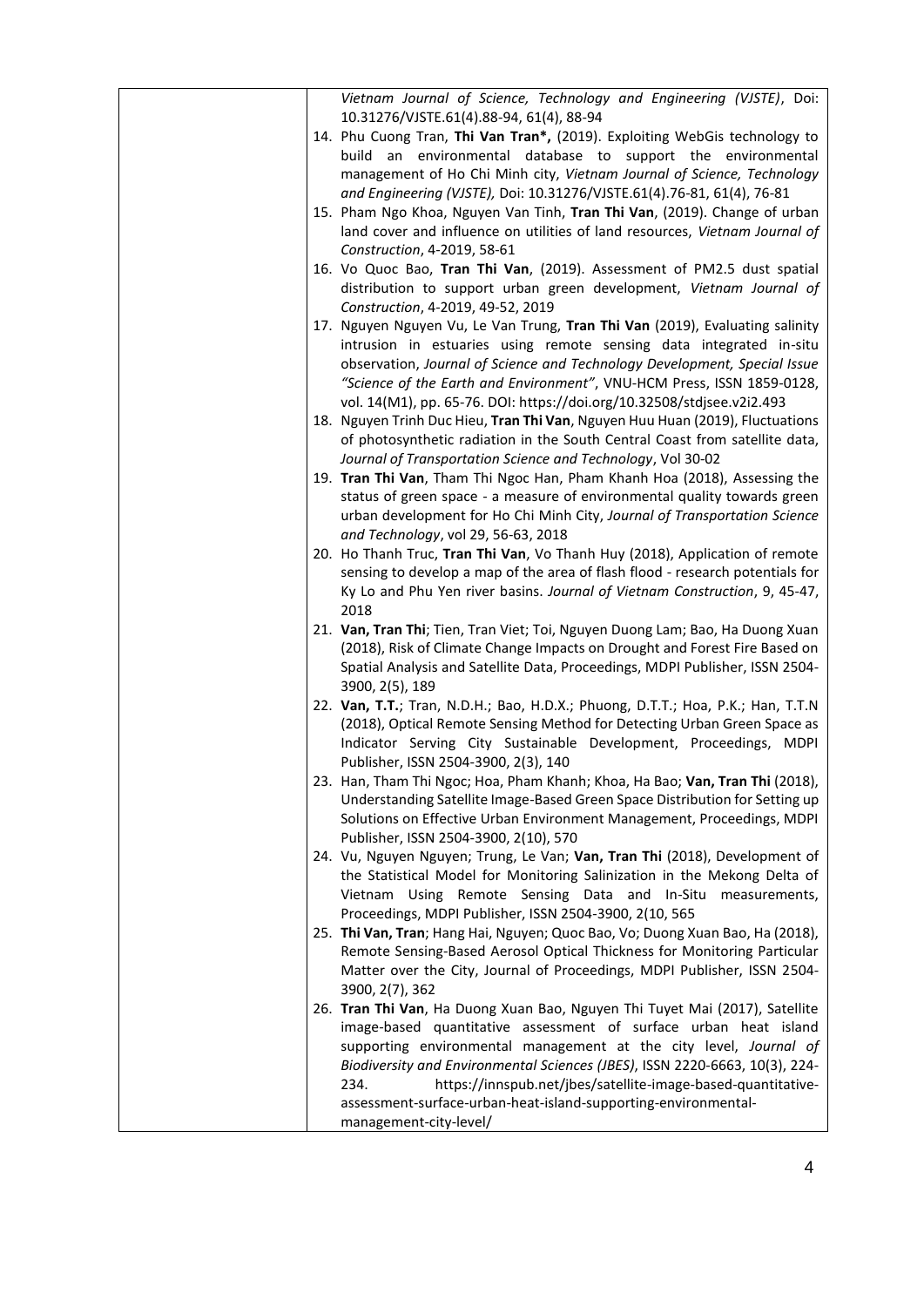| | *Vietnam Journal of Science, Technology and Engineering (VJSTE)*, Doi: 10.31276/VJSTE.61(4).88-94, 61(4), 88-94<br>14. Phu Cuong Tran, **Thi Van Tran***, (2019). Exploiting WebGis technology to build an environmental database to support the environmental management of Ho Chi Minh city, *Vietnam Journal of Science, Technology and Engineering (VJSTE),* Doi: 10.31276/VJSTE.61(4).76-81, 61(4), 76-81<br>15. Pham Ngo Khoa, Nguyen Van Tinh, **Tran Thi Van**, (2019). Change of urban land cover and influence on utilities of land resources, *Vietnam Journal of Construction*, 4-2019, 58-61<br>16. Vo Quoc Bao, **Tran Thi Van**, (2019). Assessment of PM2.5 dust spatial distribution to support urban green development, *Vietnam Journal of Construction*, 4-2019, 49-52, 2019<br>17. Nguyen Nguyen Vu, Le Van Trung, **Tran Thi Van** (2019), Evaluating salinity intrusion in estuaries using remote sensing data integrated in-situ observation, *Journal of Science and Technology Development, Special Issue "Science of the Earth and Environment"*, VNU-HCM Press, ISSN 1859-0128, vol. 14(M1), pp. 65-76. DOI: https://doi.org/10.32508/stdjsee.v2i2.493<br>18. Nguyen Trinh Duc Hieu, **Tran Thi Van**, Nguyen Huu Huan (2019), Fluctuations of photosynthetic radiation in the South Central Coast from satellite data, *Journal of Transportation Science and Technology*, Vol 30-02<br>19. **Tran Thi Van**, Tham Thi Ngoc Han, Pham Khanh Hoa (2018), Assessing the status of green space - a measure of environmental quality towards green urban development for Ho Chi Minh City, *Journal of Transportation Science and Technology*, vol 29, 56-63, 2018<br>20. Ho Thanh Truc, **Tran Thi Van**, Vo Thanh Huy (2018), Application of remote sensing to develop a map of the area of flash flood - research potentials for Ky Lo and Phu Yen river basins. *Journal of Vietnam Construction*, 9, 45-47, 2018<br>21. **Van, Tran Thi**; Tien, Tran Viet; Toi, Nguyen Duong Lam; Bao, Ha Duong Xuan (2018), Risk of Climate Change Impacts on Drought and Forest Fire Based on Spatial Analysis and Satellite Data, Proceedings, MDPI Publisher, ISSN 2504-3900, 2(5), 189<br>22. **Van, T.T.**; Tran, N.D.H.; Bao, H.D.X.; Phuong, D.T.T.; Hoa, P.K.; Han, T.T.N (2018), Optical Remote Sensing Method for Detecting Urban Green Space as Indicator Serving City Sustainable Development, Proceedings, MDPI Publisher, ISSN 2504-3900, 2(3), 140<br>23. Han, Tham Thi Ngoc; Hoa, Pham Khanh; Khoa, Ha Bao; **Van, Tran Thi** (2018), Understanding Satellite Image-Based Green Space Distribution for Setting up Solutions on Effective Urban Environment Management, Proceedings, MDPI Publisher, ISSN 2504-3900, 2(10), 570<br>24. Vu, Nguyen Nguyen; Trung, Le Van; **Van, Tran Thi** (2018), Development of the Statistical Model for Monitoring Salinization in the Mekong Delta of Vietnam Using Remote Sensing Data and In-Situ measurements, Proceedings, MDPI Publisher, ISSN 2504-3900, 2(10, 565<br>25. **Thi Van, Tran**; Hang Hai, Nguyen; Quoc Bao, Vo; Duong Xuan Bao, Ha (2018), Remote Sensing-Based Aerosol Optical Thickness for Monitoring Particular Matter over the City, Journal of Proceedings, MDPI Publisher, ISSN 2504-3900, 2(7), 362<br>26. **Tran Thi Van**, Ha Duong Xuan Bao, Nguyen Thi Tuyet Mai (2017), Satellite image-based quantitative assessment of surface urban heat island supporting environmental management at the city level, *Journal of Biodiversity and Environmental Sciences (JBES)*, ISSN 2220-6663, 10(3), 224-234. https://innspub.net/jbes/satellite-image-based-quantitative-assessment-surface-urban-heat-island-supporting-environmental-management-city-level/ |
|---|---|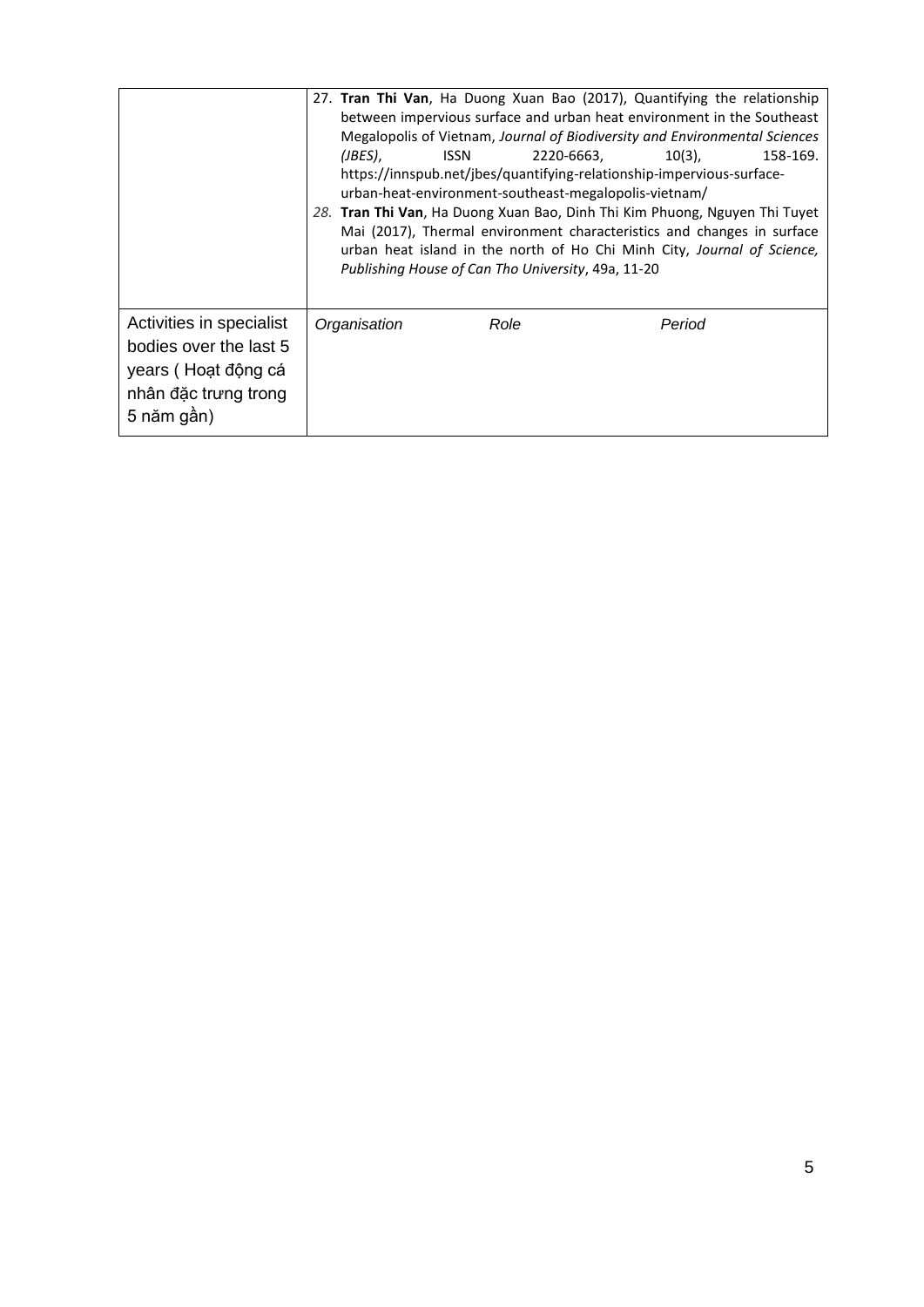| | |
|---|---|
| | 27. **Tran Thi Van**, Ha Duong Xuan Bao (2017), Quantifying the relationship between impervious surface and urban heat environment in the Southeast Megalopolis of Vietnam, *Journal of Biodiversity and Environmental Sciences (JBES)*, ISSN 2220-6663, 10(3), 158-169. https://innspub.net/jbes/quantifying-relationship-impervious-surface-urban-heat-environment-southeast-megalopolis-vietnam/<br>28. **Tran Thi Van**, Ha Duong Xuan Bao, Dinh Thi Kim Phuong, Nguyen Thi Tuyet Mai (2017), Thermal environment characteristics and changes in surface urban heat island in the north of Ho Chi Minh City, *Journal of Science, Publishing House of Can Tho University*, 49a, 11-20 |
| Activities in specialist bodies over the last 5 years ( Hoạt động cá nhân đặc trưng trong 5 năm gần) | *Organisation* *Role* *Period* |